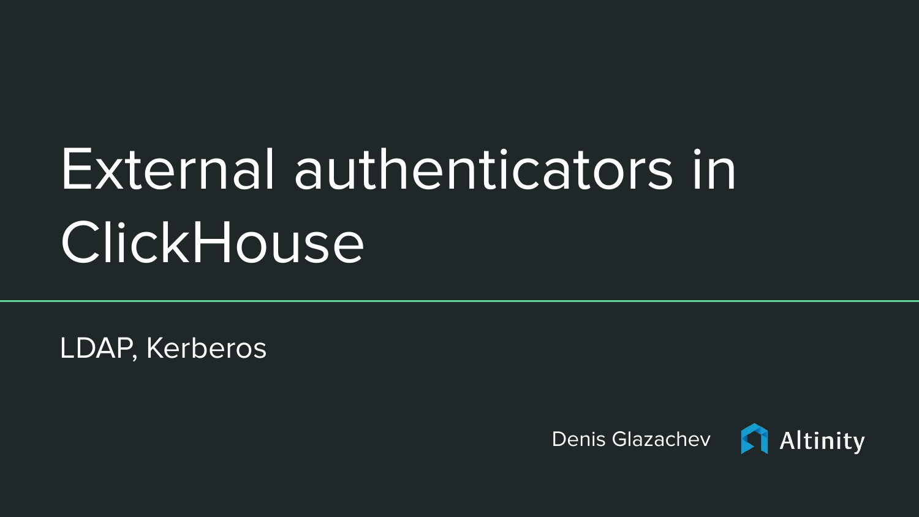# External authenticators in ClickHouse

LDAP, Kerberos

Denis Glazachev

Altinity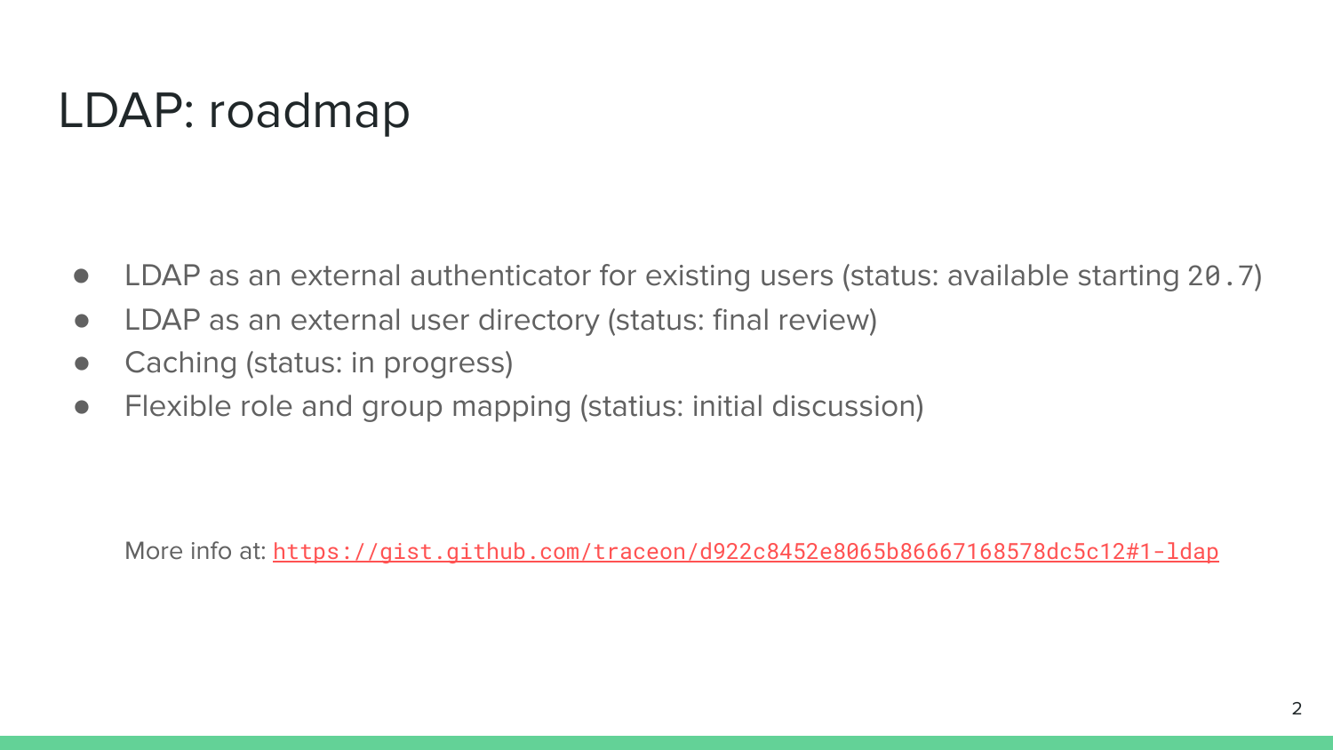# LDAP: roadmap

- LDAP as an external authenticator for existing users (status: available starting `20.7`)
- LDAP as an external user directory (status: final review)
- Caching (status: in progress)
- Flexible role and group mapping (statius: initial discussion)

More info at: https://gist.github.com/traceon/d922c8452e8065b86667168578dc5c12#1-ldap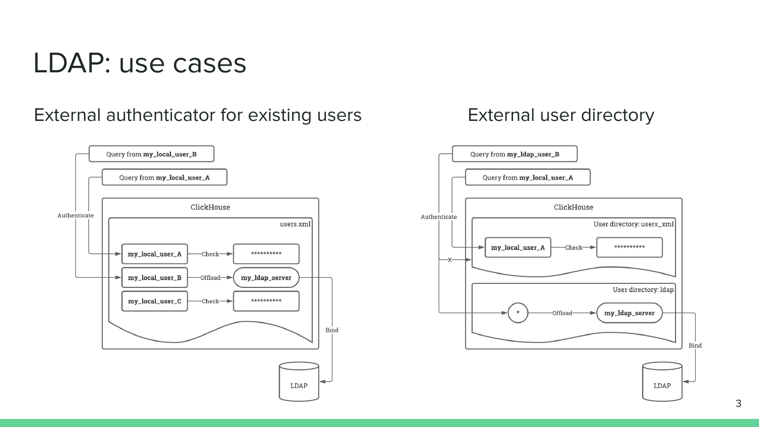# LDAP: use cases

## External authenticator for existing users

Query from **my_local_user_B**

Query from **my_local_user_A**

Authenticate

ClickHouse

users.xml

**my_local_user_A** —Check→ **********

**my_local_user_B** —Offload→ **my_ldap_server**

**my_local_user_C** —Check→ **********

Bind

LDAP

## External user directory

Query from **my_ldap_user_B**

Query from **my_local_user_A**

Authenticate

ClickHouse

User directory: users_xml

**my_local_user_A** —Check→ **********

X

User directory: ldap

* —Offload→ **my_ldap_server**

Bind

LDAP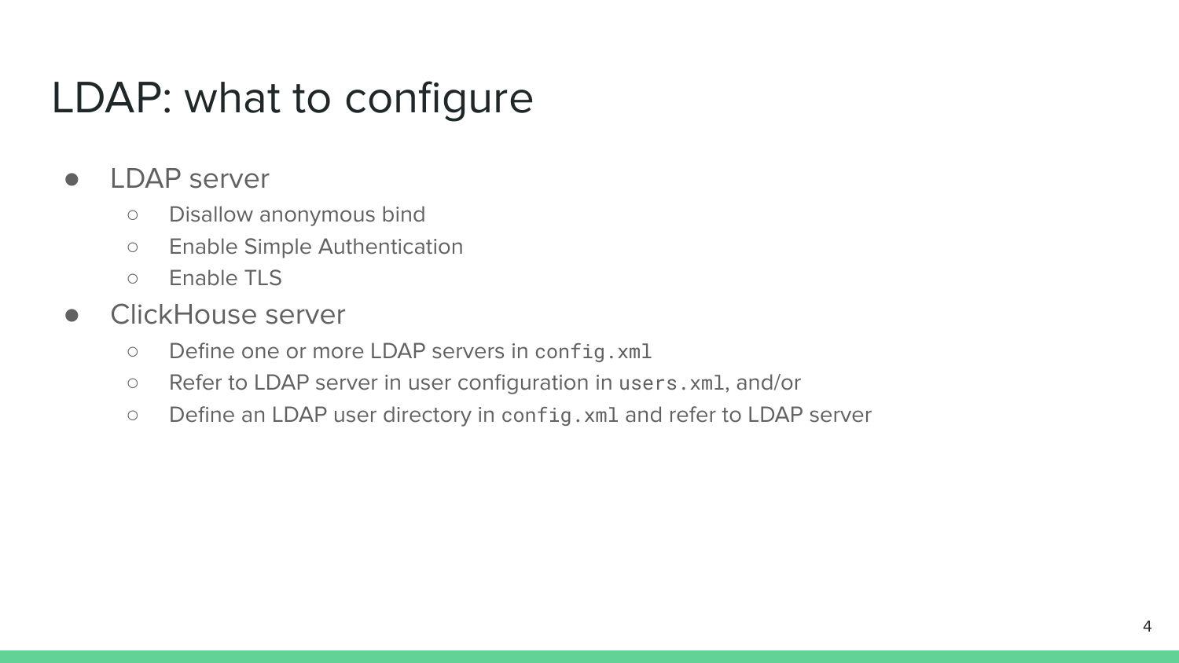# LDAP: what to configure

- LDAP server
  - Disallow anonymous bind
  - Enable Simple Authentication
  - Enable TLS
- ClickHouse server
  - Define one or more LDAP servers in `config.xml`
  - Refer to LDAP server in user configuration in `users.xml`, and/or
  - Define an LDAP user directory in `config.xml` and refer to LDAP server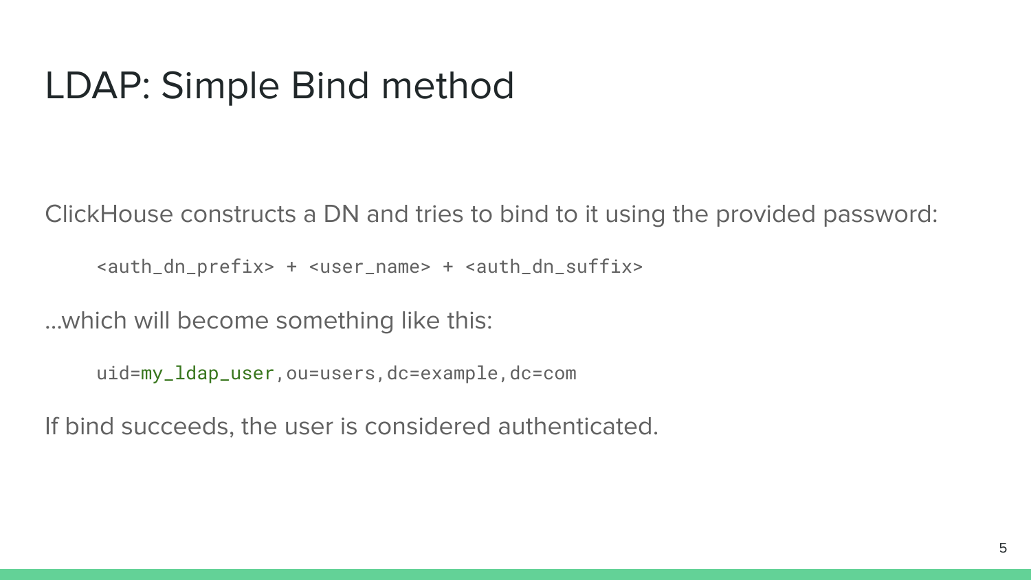# LDAP: Simple Bind method

ClickHouse constructs a DN and tries to bind to it using the provided password:

```
<auth_dn_prefix> + <user_name> + <auth_dn_suffix>
```

...which will become something like this:

```
uid=my_ldap_user,ou=users,dc=example,dc=com
```

If bind succeeds, the user is considered authenticated.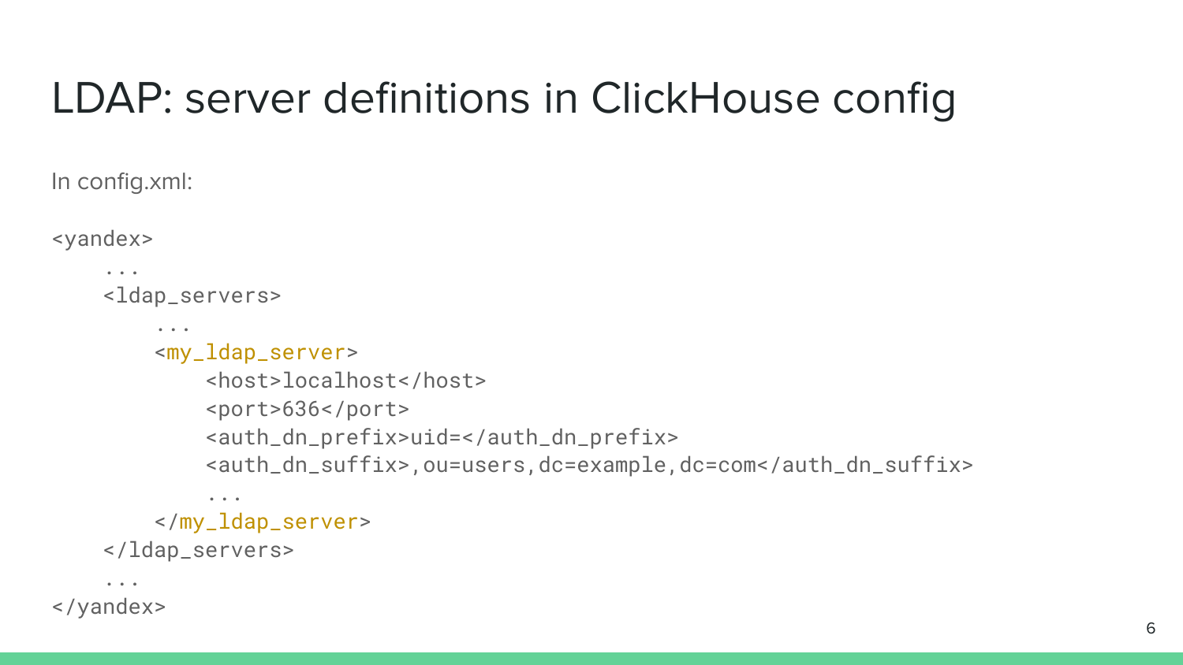# LDAP: server definitions in ClickHouse config

In config.xml:

```
<yandex>
    ...
    <ldap_servers>
        ...
        <my_ldap_server>
            <host>localhost</host>
            <port>636</port>
            <auth_dn_prefix>uid=</auth_dn_prefix>
            <auth_dn_suffix>,ou=users,dc=example,dc=com</auth_dn_suffix>
            ...
        </my_ldap_server>
    </ldap_servers>
    ...
</yandex>
```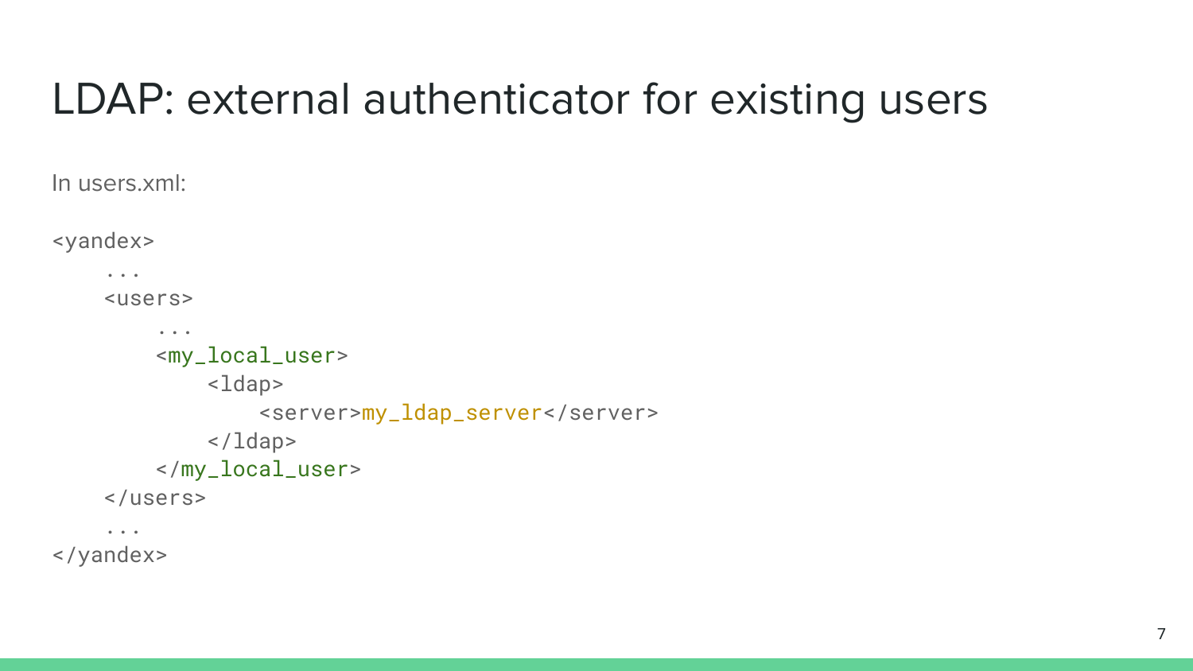# LDAP: external authenticator for existing users

In users.xml:

```
<yandex>
    ...
    <users>
        ...
        <my_local_user>
            <ldap>
                <server>my_ldap_server</server>
            </ldap>
        </my_local_user>
    </users>
    ...
</yandex>
```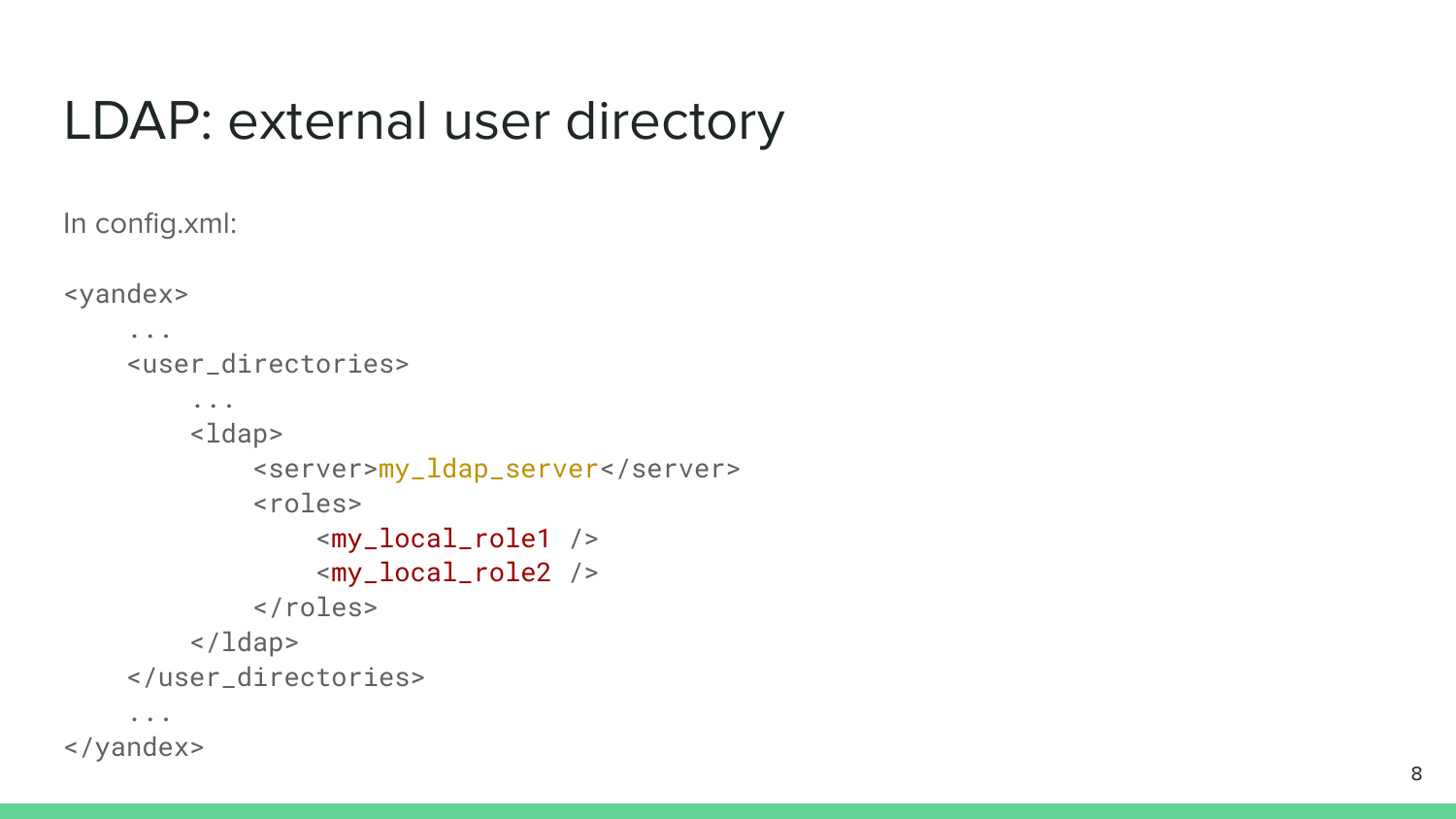# LDAP: external user directory

In config.xml:

```
<yandex>
    ...
    <user_directories>
        ...
        <ldap>
            <server>my_ldap_server</server>
            <roles>
                <my_local_role1 />
                <my_local_role2 />
            </roles>
        </ldap>
    </user_directories>
    ...
</yandex>
```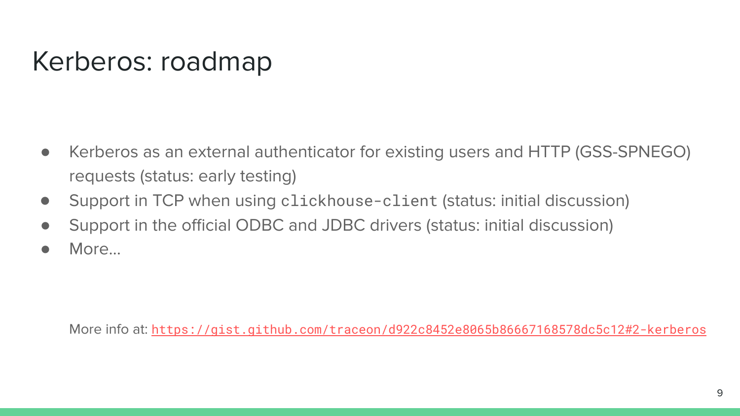# Kerberos: roadmap

- Kerberos as an external authenticator for existing users and HTTP (GSS-SPNEGO) requests (status: early testing)
- Support in TCP when using `clickhouse-client` (status: initial discussion)
- Support in the official ODBC and JDBC drivers (status: initial discussion)
- More...

More info at: https://gist.github.com/traceon/d922c8452e8065b86667168578dc5c12#2-kerberos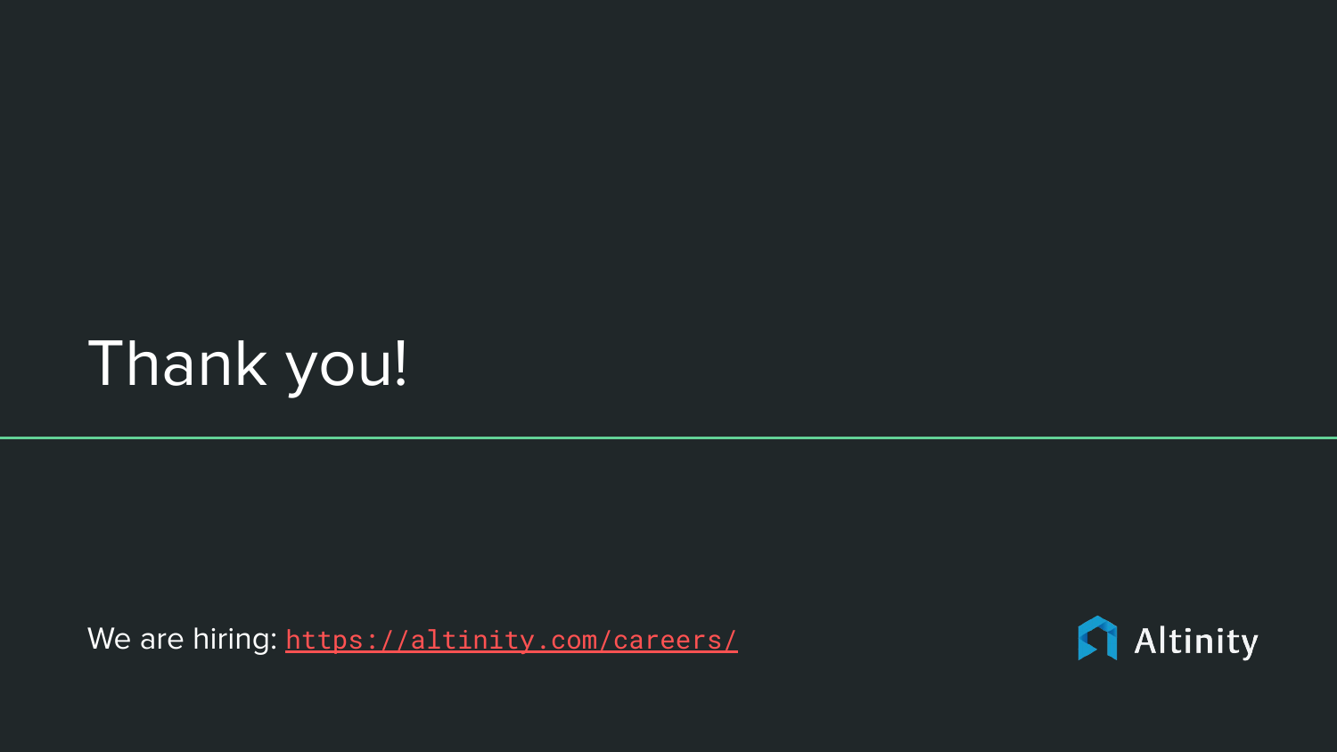# Thank you!

We are hiring: https://altinity.com/careers/

Altinity